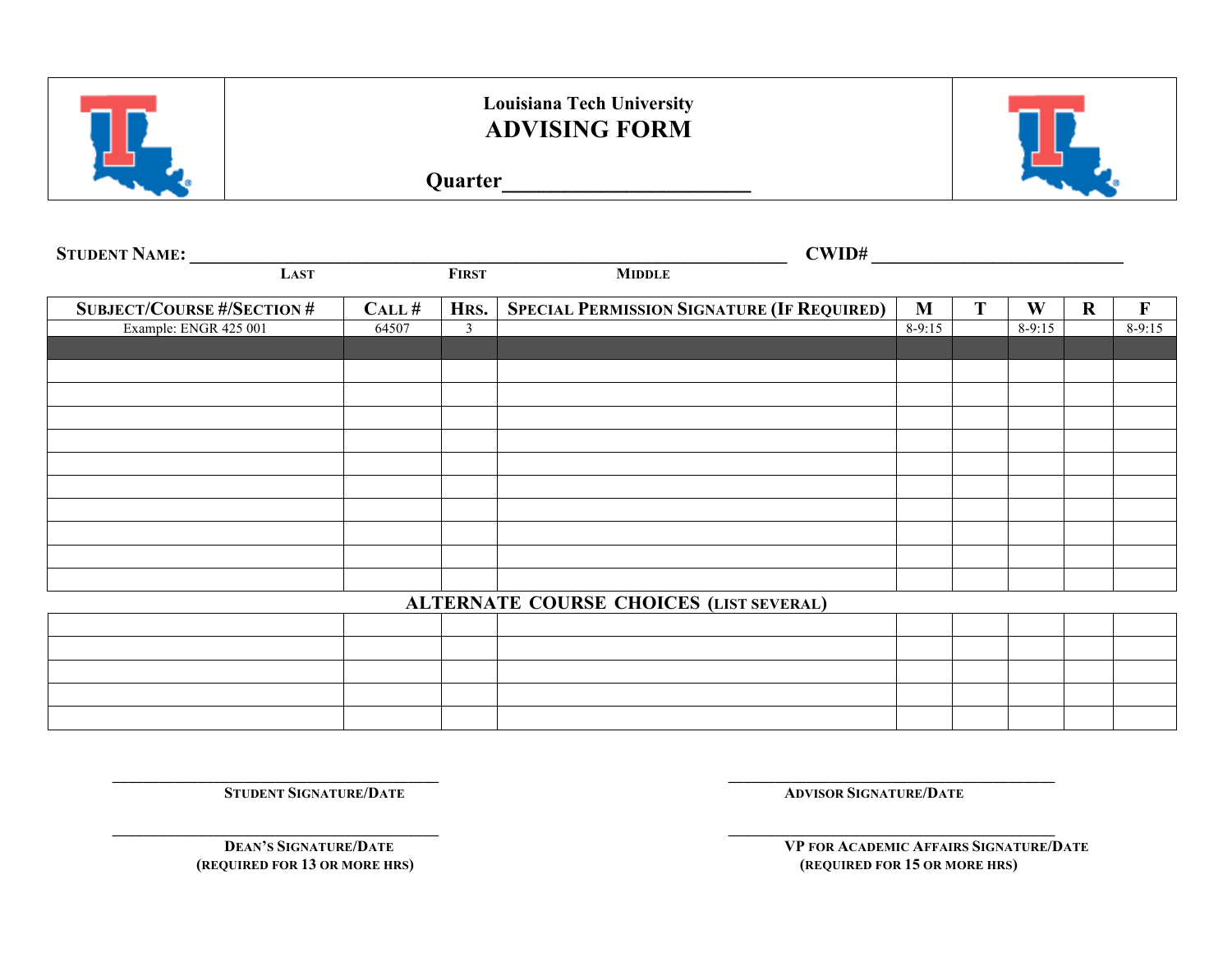Louisiana Tech University

# ADVISING FORM

**Quarter**________________________

**STUDENT NAME:** ________________________________________________ **CWID#** ___________________________

LAST FIRST MIDDLE

| SUBJECT/COURSE #/SECTION # | CALL # | HRS. | SPECIAL PERMISSION SIGNATURE (IF REQUIRED) | M | T | W | R | F |
|---|---|---|---|---|---|---|---|---|
| Example: ENGR 425 001 | 64507 | 3 | | 8-9:15 | | 8-9:15 | | 8-9:15 |
| | | | | | | | | |
| | | | | | | | | |
| | | | | | | | | |
| | | | | | | | | |
| | | | | | | | | |
| | | | | | | | | |
| | | | | | | | | |
| | | | | | | | | |
| | | | | | | | | |
| | | | | | | | | |
| | | | | | | | | |

**ALTERNATE COURSE CHOICES (LIST SEVERAL)**

| | | | | | | | | |
|---|---|---|---|---|---|---|---|---|
| | | | | | | | | |
| | | | | | | | | |
| | | | | | | | | |
| | | | | | | | | |
| | | | | | | | | |

_________________________________ STUDENT SIGNATURE/DATE

_________________________________ ADVISOR SIGNATURE/DATE

_________________________________ DEAN'S SIGNATURE/DATE (REQUIRED FOR 13 OR MORE HRS)

_________________________________ VP FOR ACADEMIC AFFAIRS SIGNATURE/DATE (REQUIRED FOR 15 OR MORE HRS)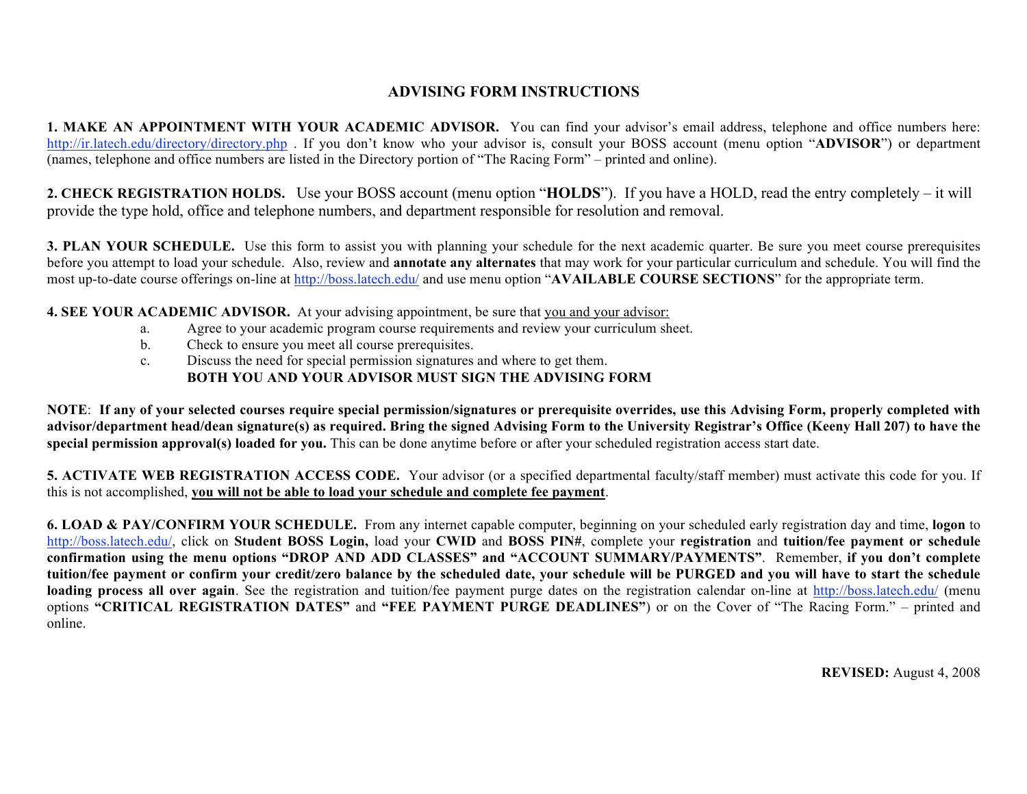# ADVISING FORM INSTRUCTIONS

**1. MAKE AN APPOINTMENT WITH YOUR ACADEMIC ADVISOR.** You can find your advisor's email address, telephone and office numbers here: http://ir.latech.edu/directory/directory.php . If you don't know who your advisor is, consult your BOSS account (menu option "**ADVISOR**") or department (names, telephone and office numbers are listed in the Directory portion of "The Racing Form" – printed and online).

**2. CHECK REGISTRATION HOLDS.** Use your BOSS account (menu option "**HOLDS**"). If you have a HOLD, read the entry completely – it will provide the type hold, office and telephone numbers, and department responsible for resolution and removal.

**3. PLAN YOUR SCHEDULE.** Use this form to assist you with planning your schedule for the next academic quarter. Be sure you meet course prerequisites before you attempt to load your schedule. Also, review and **annotate any alternates** that may work for your particular curriculum and schedule. You will find the most up-to-date course offerings on-line at http://boss.latech.edu/ and use menu option "**AVAILABLE COURSE SECTIONS**" for the appropriate term.

**4. SEE YOUR ACADEMIC ADVISOR.** At your advising appointment, be sure that <u>you and your advisor:</u>

a. Agree to your academic program course requirements and review your curriculum sheet.
b. Check to ensure you meet all course prerequisites.
c. Discuss the need for special permission signatures and where to get them.

**BOTH YOU AND YOUR ADVISOR MUST SIGN THE ADVISING FORM**

**NOTE**: **If any of your selected courses require special permission/signatures or prerequisite overrides, use this Advising Form, properly completed with advisor/department head/dean signature(s) as required. Bring the signed Advising Form to the University Registrar's Office (Keeny Hall 207) to have the special permission approval(s) loaded for you.** This can be done anytime before or after your scheduled registration access start date.

**5. ACTIVATE WEB REGISTRATION ACCESS CODE.** Your advisor (or a specified departmental faculty/staff member) must activate this code for you. If this is not accomplished, **<u>you will not be able to load your schedule and complete fee payment</u>**.

**6. LOAD & PAY/CONFIRM YOUR SCHEDULE.** From any internet capable computer, beginning on your scheduled early registration day and time, **logon** to http://boss.latech.edu/, click on **Student BOSS Login,** load your **CWID** and **BOSS PIN#**, complete your **registration** and **tuition/fee payment or schedule confirmation using the menu options "DROP AND ADD CLASSES" and "ACCOUNT SUMMARY/PAYMENTS"**. Remember, **if you don't complete tuition/fee payment or confirm your credit/zero balance by the scheduled date, your schedule will be PURGED and you will have to start the schedule loading process all over again**. See the registration and tuition/fee payment purge dates on the registration calendar on-line at http://boss.latech.edu/ (menu options **"CRITICAL REGISTRATION DATES"** and **"FEE PAYMENT PURGE DEADLINES"**) or on the Cover of "The Racing Form." – printed and online.

**REVISED:** August 4, 2008